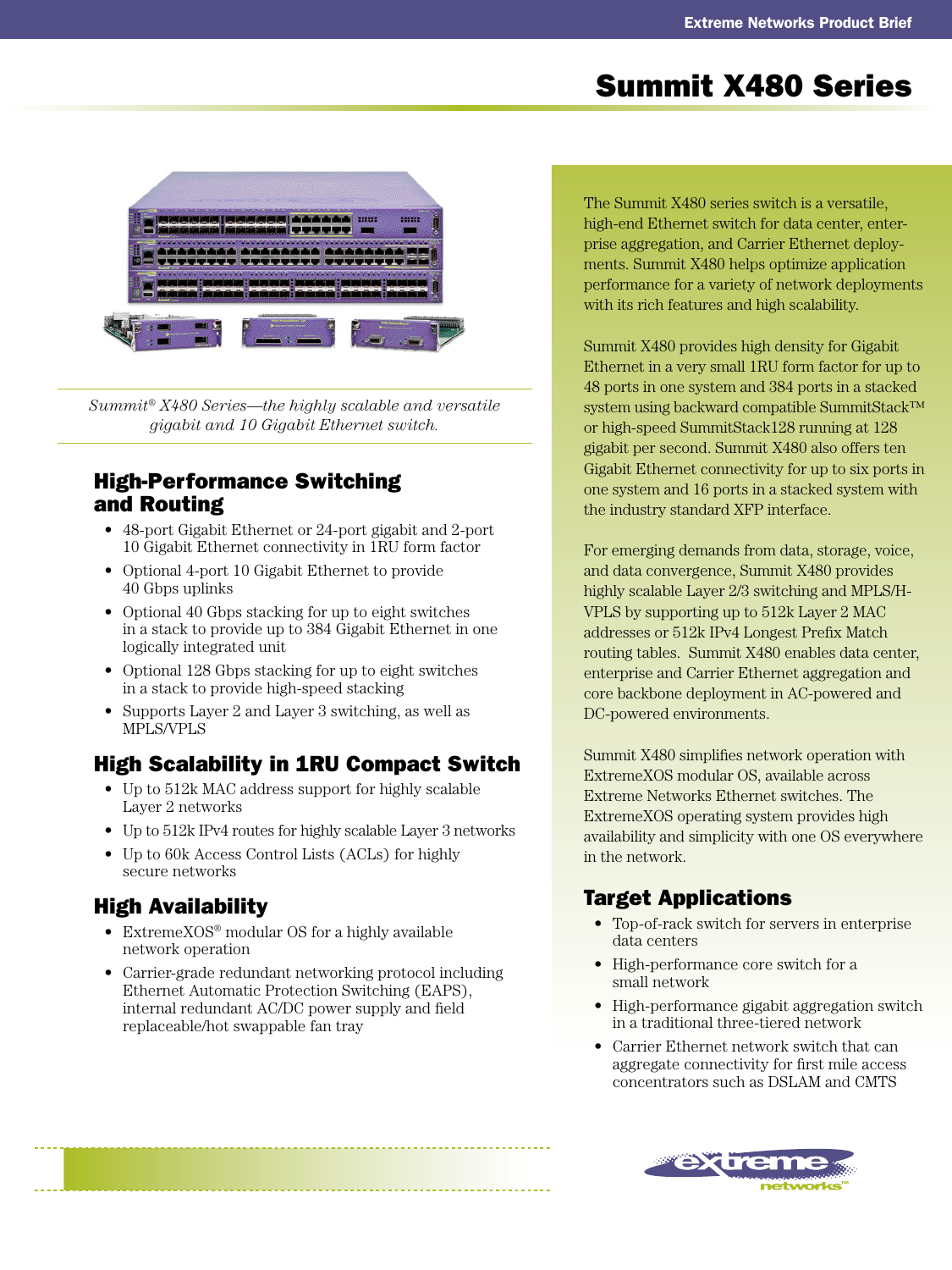# Summit X480 Series

*Summit® X480 Series—the highly scalable and versatile gigabit and 10 Gigabit Ethernet switch.*

## High-Performance Switching and Routing

- 48-port Gigabit Ethernet or 24-port gigabit and 2-port 10 Gigabit Ethernet connectivity in 1RU form factor
- Optional 4-port 10 Gigabit Ethernet to provide 40 Gbps uplinks
- Optional 40 Gbps stacking for up to eight switches in a stack to provide up to 384 Gigabit Ethernet in one logically integrated unit
- Optional 128 Gbps stacking for up to eight switches in a stack to provide high-speed stacking
- Supports Layer 2 and Layer 3 switching, as well as MPLS/VPLS

## High Scalability in 1RU Compact Switch

- Up to 512k MAC address support for highly scalable Layer 2 networks
- Up to 512k IPv4 routes for highly scalable Layer 3 networks
- Up to 60k Access Control Lists (ACLs) for highly secure networks

## High Availability

- ExtremeXOS® modular OS for a highly available network operation
- Carrier-grade redundant networking protocol including Ethernet Automatic Protection Switching (EAPS), internal redundant AC/DC power supply and field replaceable/hot swappable fan tray

The Summit X480 series switch is a versatile, high-end Ethernet switch for data center, enterprise aggregation, and Carrier Ethernet deployments. Summit X480 helps optimize application performance for a variety of network deployments with its rich features and high scalability.

Summit X480 provides high density for Gigabit Ethernet in a very small 1RU form factor for up to 48 ports in one system and 384 ports in a stacked system using backward compatible SummitStack™ or high-speed SummitStack128 running at 128 gigabit per second. Summit X480 also offers ten Gigabit Ethernet connectivity for up to six ports in one system and 16 ports in a stacked system with the industry standard XFP interface.

For emerging demands from data, storage, voice, and data convergence, Summit X480 provides highly scalable Layer 2/3 switching and MPLS/H-VPLS by supporting up to 512k Layer 2 MAC addresses or 512k IPv4 Longest Prefix Match routing tables. Summit X480 enables data center, enterprise and Carrier Ethernet aggregation and core backbone deployment in AC-powered and DC-powered environments.

Summit X480 simplifies network operation with ExtremeXOS modular OS, available across Extreme Networks Ethernet switches. The ExtremeXOS operating system provides high availability and simplicity with one OS everywhere in the network.

## Target Applications

- Top-of-rack switch for servers in enterprise data centers
- High-performance core switch for a small network
- High-performance gigabit aggregation switch in a traditional three-tiered network
- Carrier Ethernet network switch that can aggregate connectivity for first mile access concentrators such as DSLAM and CMTS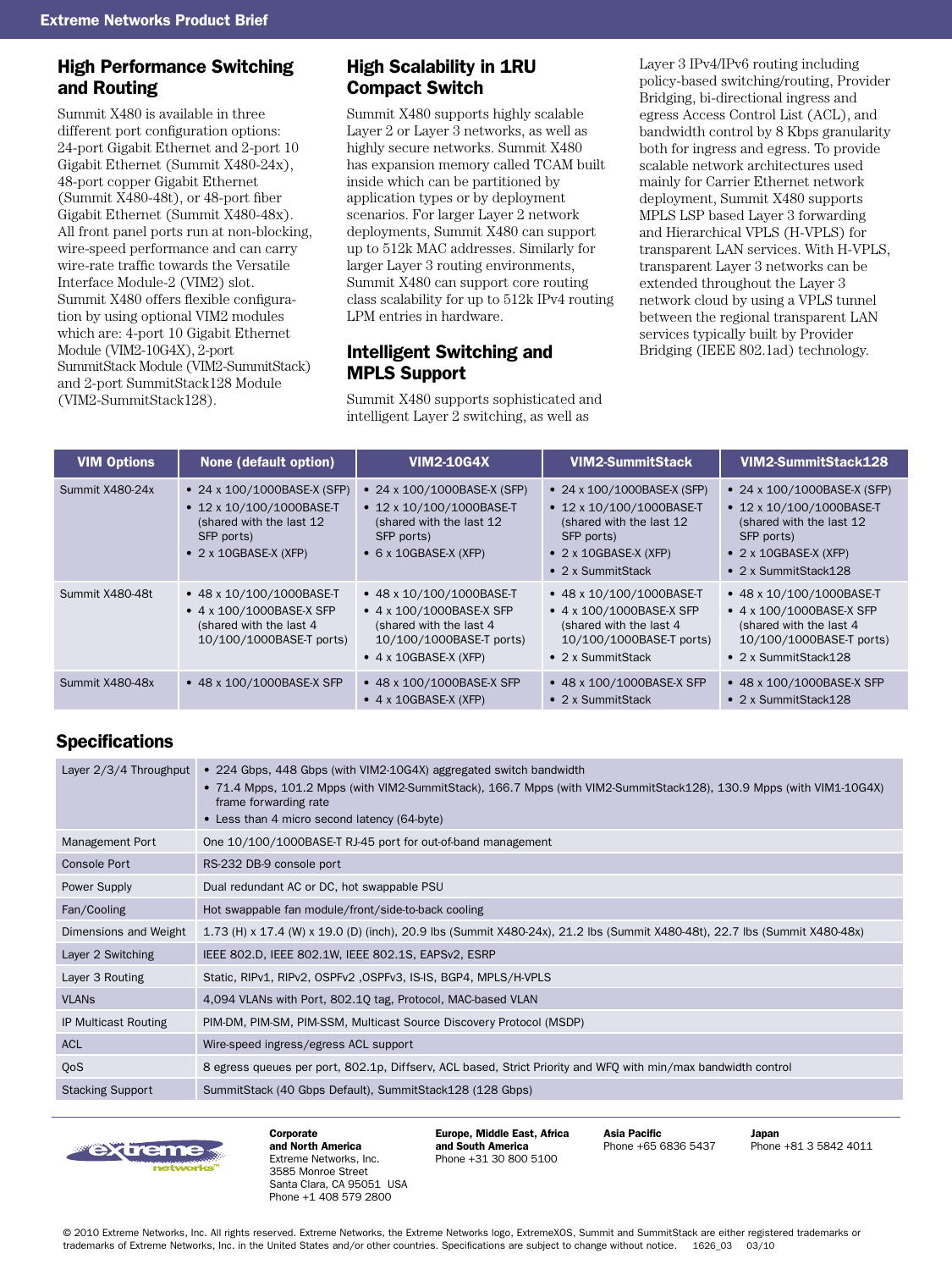## High Performance Switching and Routing

Summit X480 is available in three different port configuration options: 24-port Gigabit Ethernet and 2-port 10 Gigabit Ethernet (Summit X480-24x), 48-port copper Gigabit Ethernet (Summit X480-48t), or 48-port fiber Gigabit Ethernet (Summit X480-48x). All front panel ports run at non-blocking, wire-speed performance and can carry wire-rate traffic towards the Versatile Interface Module-2 (VIM2) slot. Summit X480 offers flexible configuration by using optional VIM2 modules which are: 4-port 10 Gigabit Ethernet Module (VIM2-10G4X), 2-port SummitStack Module (VIM2-SummitStack) and 2-port SummitStack128 Module (VIM2-SummitStack128).

## High Scalability in 1RU Compact Switch

Summit X480 supports highly scalable Layer 2 or Layer 3 networks, as well as highly secure networks. Summit X480 has expansion memory called TCAM built inside which can be partitioned by application types or by deployment scenarios. For larger Layer 2 network deployments, Summit X480 can support up to 512k MAC addresses. Similarly for larger Layer 3 routing environments, Summit X480 can support core routing class scalability for up to 512k IPv4 routing LPM entries in hardware.

## Intelligent Switching and MPLS Support

Summit X480 supports sophisticated and intelligent Layer 2 switching, as well as Layer 3 IPv4/IPv6 routing including policy-based switching/routing, Provider Bridging, bi-directional ingress and egress Access Control List (ACL), and bandwidth control by 8 Kbps granularity both for ingress and egress. To provide scalable network architectures used mainly for Carrier Ethernet network deployment, Summit X480 supports MPLS LSP based Layer 3 forwarding and Hierarchical VPLS (H-VPLS) for transparent LAN services. With H-VPLS, transparent Layer 3 networks can be extended throughout the Layer 3 network cloud by using a VPLS tunnel between the regional transparent LAN services typically built by Provider Bridging (IEEE 802.1ad) technology.

| VIM Options | None (default option) | VIM2-10G4X | VIM2-SummitStack | VIM2-SummitStack128 |
|---|---|---|---|---|
| Summit X480-24x | • 24 x 100/1000BASE-X (SFP)<br>• 12 x 10/100/1000BASE-T (shared with the last 12 SFP ports)<br>• 2 x 10GBASE-X (XFP) | • 24 x 100/1000BASE-X (SFP)<br>• 12 x 10/100/1000BASE-T (shared with the last 12 SFP ports)<br>• 6 x 10GBASE-X (XFP) | • 24 x 100/1000BASE-X (SFP)<br>• 12 x 10/100/1000BASE-T (shared with the last 12 SFP ports)<br>• 2 x 10GBASE-X (XFP)<br>• 2 x SummitStack | • 24 x 100/1000BASE-X (SFP)<br>• 12 x 10/100/1000BASE-T (shared with the last 12 SFP ports)<br>• 2 x 10GBASE-X (XFP)<br>• 2 x SummitStack128 |
| Summit X480-48t | • 48 x 10/100/1000BASE-T<br>• 4 x 100/1000BASE-X SFP (shared with the last 4 10/100/1000BASE-T ports) | • 48 x 10/100/1000BASE-T<br>• 4 x 100/1000BASE-X SFP (shared with the last 4 10/100/1000BASE-T ports)<br>• 4 x 10GBASE-X (XFP) | • 48 x 10/100/1000BASE-T<br>• 4 x 100/1000BASE-X SFP (shared with the last 4 10/100/1000BASE-T ports)<br>• 2 x SummitStack | • 48 x 10/100/1000BASE-T<br>• 4 x 100/1000BASE-X SFP (shared with the last 4 10/100/1000BASE-T ports)<br>• 2 x SummitStack128 |
| Summit X480-48x | • 48 x 100/1000BASE-X SFP | • 48 x 100/1000BASE-X SFP<br>• 4 x 10GBASE-X (XFP) | • 48 x 100/1000BASE-X SFP<br>• 2 x SummitStack | • 48 x 100/1000BASE-X SFP<br>• 2 x SummitStack128 |

## Specifications

| | |
|---|---|
| Layer 2/3/4 Throughput | • 224 Gbps, 448 Gbps (with VIM2-10G4X) aggregated switch bandwidth<br>• 71.4 Mpps, 101.2 Mpps (with VIM2-SummitStack), 166.7 Mpps (with VIM2-SummitStack128), 130.9 Mpps (with VIM1-10G4X) frame forwarding rate<br>• Less than 4 micro second latency (64-byte) |
| Management Port | One 10/100/1000BASE-T RJ-45 port for out-of-band management |
| Console Port | RS-232 DB-9 console port |
| Power Supply | Dual redundant AC or DC, hot swappable PSU |
| Fan/Cooling | Hot swappable fan module/front/side-to-back cooling |
| Dimensions and Weight | 1.73 (H) x 17.4 (W) x 19.0 (D) (inch), 20.9 lbs (Summit X480-24x), 21.2 lbs (Summit X480-48t), 22.7 lbs (Summit X480-48x) |
| Layer 2 Switching | IEEE 802.D, IEEE 802.1W, IEEE 802.1S, EAPSv2, ESRP |
| Layer 3 Routing | Static, RIPv1, RIPv2, OSPFv2 ,OSPFv3, IS-IS, BGP4, MPLS/H-VPLS |
| VLANs | 4,094 VLANs with Port, 802.1Q tag, Protocol, MAC-based VLAN |
| IP Multicast Routing | PIM-DM, PIM-SM, PIM-SSM, Multicast Source Discovery Protocol (MSDP) |
| ACL | Wire-speed ingress/egress ACL support |
| QoS | 8 egress queues per port, 802.1p, Diffserv, ACL based, Strict Priority and WFQ with min/max bandwidth control |
| Stacking Support | SummitStack (40 Gbps Default), SummitStack128 (128 Gbps) |

**Corporate and North America**
Extreme Networks, Inc.
3585 Monroe Street
Santa Clara, CA 95051 USA
Phone +1 408 579 2800

**Europe, Middle East, Africa and South America**
Phone +31 30 800 5100

**Asia Pacific**
Phone +65 6836 5437

**Japan**
Phone +81 3 5842 4011

© 2010 Extreme Networks, Inc. All rights reserved. Extreme Networks, the Extreme Networks logo, ExtremeXOS, Summit and SummitStack are either registered trademarks or trademarks of Extreme Networks, Inc. in the United States and/or other countries. Specifications are subject to change without notice. 1626_03 03/10